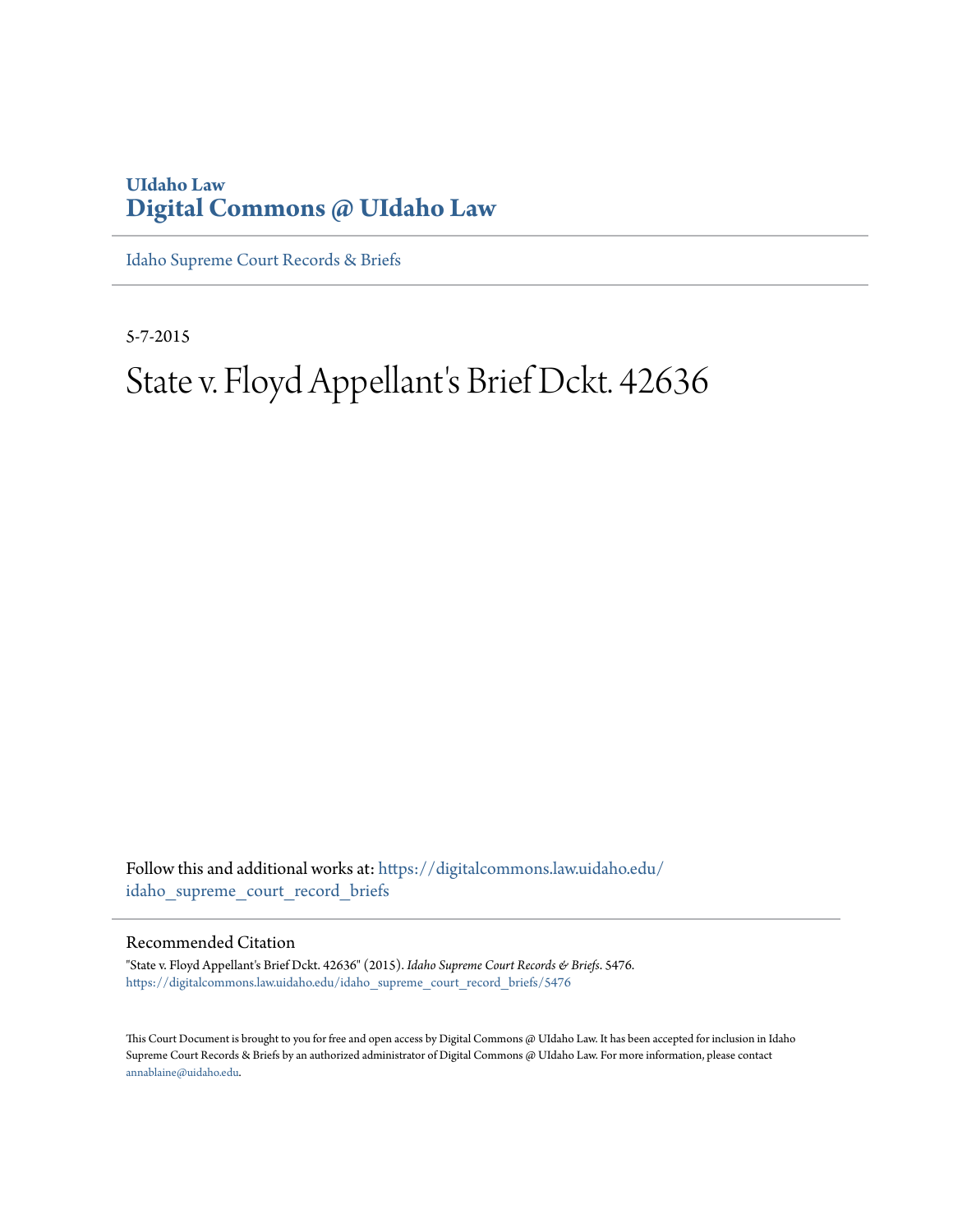UIdaho Law
**Digital Commons @ UIdaho Law**

Idaho Supreme Court Records & Briefs

5-7-2015

# State v. Floyd Appellant's Brief Dckt. 42636

Follow this and additional works at: https://digitalcommons.law.uidaho.edu/idaho_supreme_court_record_briefs

## Recommended Citation

"State v. Floyd Appellant's Brief Dckt. 42636" (2015). *Idaho Supreme Court Records & Briefs*. 5476.
https://digitalcommons.law.uidaho.edu/idaho_supreme_court_record_briefs/5476

This Court Document is brought to you for free and open access by Digital Commons @ UIdaho Law. It has been accepted for inclusion in Idaho Supreme Court Records & Briefs by an authorized administrator of Digital Commons @ UIdaho Law. For more information, please contact annablaine@uidaho.edu.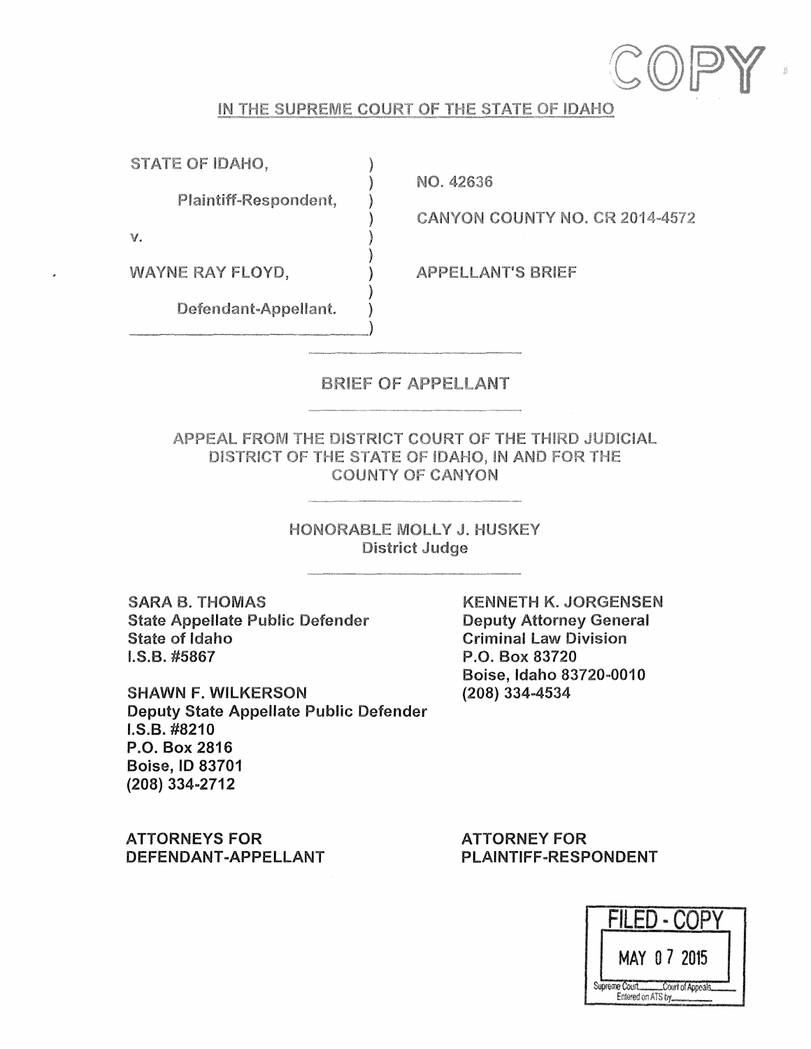COPY

IN THE SUPREME COURT OF THE STATE OF IDAHO

| | |
|---|---|
| STATE OF IDAHO, | NO. 42636 |
| Plaintiff-Respondent, | CANYON COUNTY NO. CR 2014-4572 |
| v. | |
| WAYNE RAY FLOYD, | APPELLANT'S BRIEF |
| Defendant-Appellant. | |

# BRIEF OF APPELLANT

APPEAL FROM THE DISTRICT COURT OF THE THIRD JUDICIAL DISTRICT OF THE STATE OF IDAHO, IN AND FOR THE COUNTY OF CANYON

HONORABLE MOLLY J. HUSKEY
District Judge

**SARA B. THOMAS**
**State Appellate Public Defender**
**State of Idaho**
**I.S.B. #5867**

**SHAWN F. WILKERSON**
**Deputy State Appellate Public Defender**
**I.S.B. #8210**
**P.O. Box 2816**
**Boise, ID 83701**
**(208) 334-2712**

**ATTORNEYS FOR DEFENDANT-APPELLANT**

**KENNETH K. JORGENSEN**
**Deputy Attorney General**
**Criminal Law Division**
**P.O. Box 83720**
**Boise, Idaho 83720-0010**
**(208) 334-4534**

**ATTORNEY FOR PLAINTIFF-RESPONDENT**

FILED - COPY
MAY 07 2015
Supreme Court\_\_\_\_\_Court of Appeals\_\_\_\_\_
Entered on ATS by\_\_\_\_\_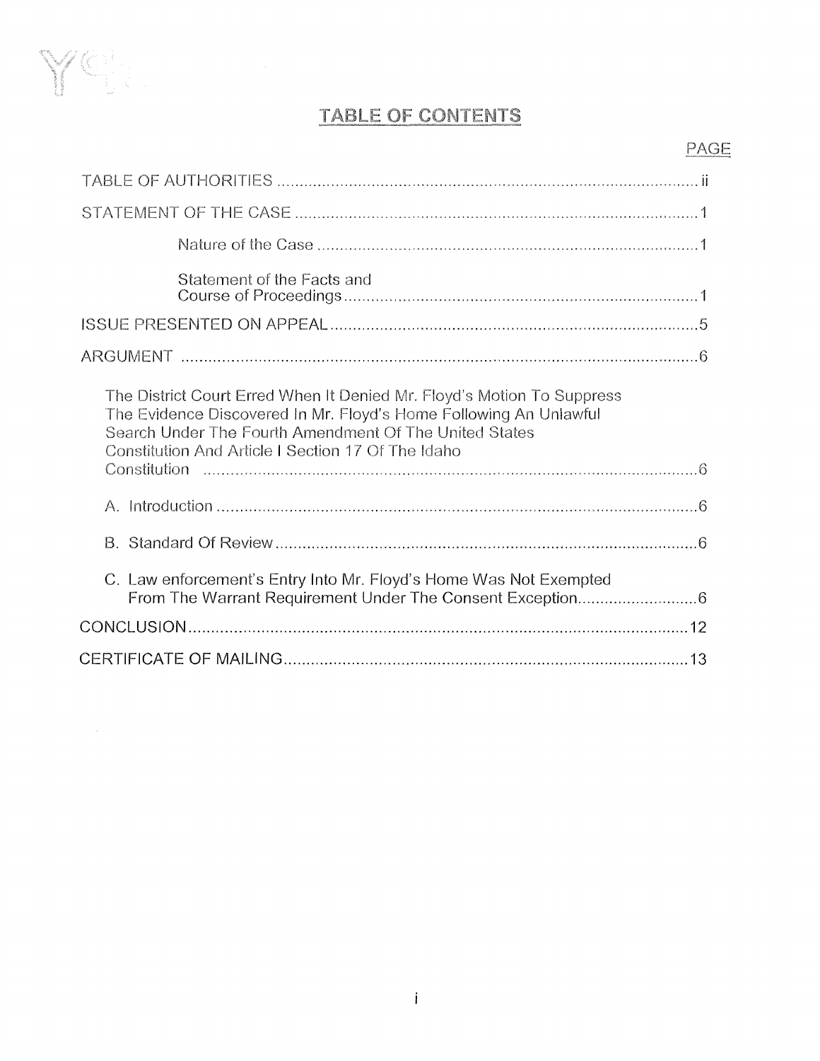# TABLE OF CONTENTS

PAGE

TABLE OF AUTHORITIES .......... ii

STATEMENT OF THE CASE .......... 1

- Nature of the Case .......... 1
- Statement of the Facts and Course of Proceedings .......... 1

ISSUE PRESENTED ON APPEAL .......... 5

ARGUMENT .......... 6

The District Court Erred When It Denied Mr. Floyd's Motion To Suppress The Evidence Discovered In Mr. Floyd's Home Following An Unlawful Search Under The Fourth Amendment Of The United States Constitution And Article I Section 17 Of The Idaho Constitution .......... 6

- A. Introduction .......... 6
- B. Standard Of Review .......... 6
- C. Law enforcement's Entry Into Mr. Floyd's Home Was Not Exempted From The Warrant Requirement Under The Consent Exception .......... 6

CONCLUSION .......... 12

CERTIFICATE OF MAILING .......... 13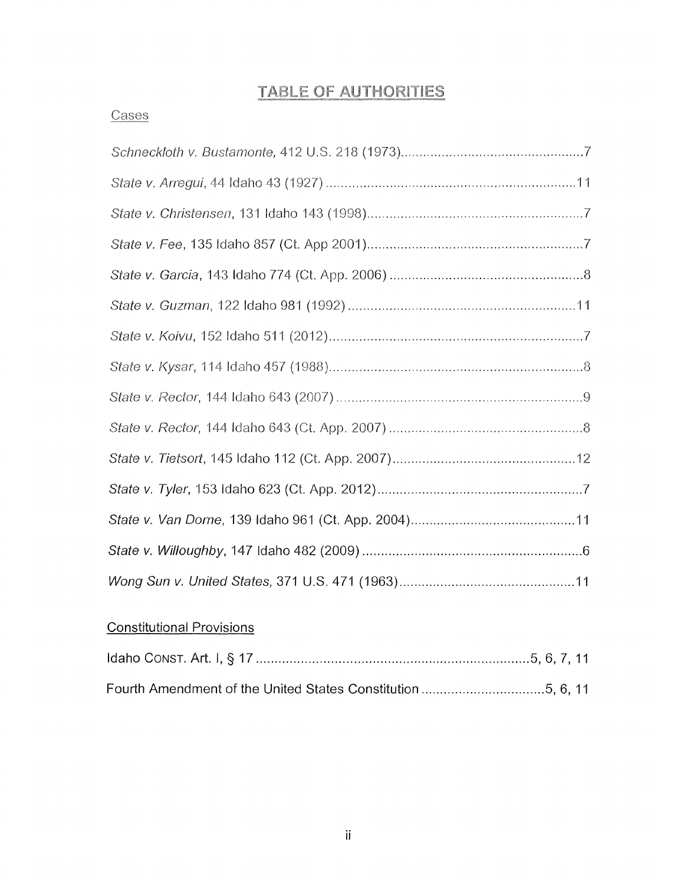# TABLE OF AUTHORITIES

## Cases

*Schneckloth v. Bustamonte*, 412 U.S. 218 (1973) ................................................ 7

*State v. Arregui*, 44 Idaho 43 (1927) ................................................................. 11

*State v. Christensen*, 131 Idaho 143 (1998) ......................................................... 7

*State v. Fee*, 135 Idaho 857 (Ct. App 2001) ......................................................... 7

*State v. Garcia*, 143 Idaho 774 (Ct. App. 2006) ................................................... 8

*State v. Guzman*, 122 Idaho 981 (1992) ............................................................ 11

*State v. Koivu*, 152 Idaho 511 (2012) .................................................................. 7

*State v. Kysar*, 114 Idaho 457 (1988) .................................................................. 8

*State v. Rector*, 144 Idaho 643 (2007) ................................................................. 9

*State v. Rector*, 144 Idaho 643 (Ct. App. 2007) ................................................... 8

*State v. Tietsort*, 145 Idaho 112 (Ct. App. 2007) ................................................ 12

*State v. Tyler*, 153 Idaho 623 (Ct. App. 2012) ...................................................... 7

*State v. Van Dorne*, 139 Idaho 961 (Ct. App. 2004) ........................................... 11

*State v. Willoughby*, 147 Idaho 482 (2009) .......................................................... 6

*Wong Sun v. United States*, 371 U.S. 471 (1963) .............................................. 11

## Constitutional Provisions

Idaho CONST. Art. I, § 17 ........................................................................ 5, 6, 7, 11

Fourth Amendment of the United States Constitution ................................ 5, 6, 11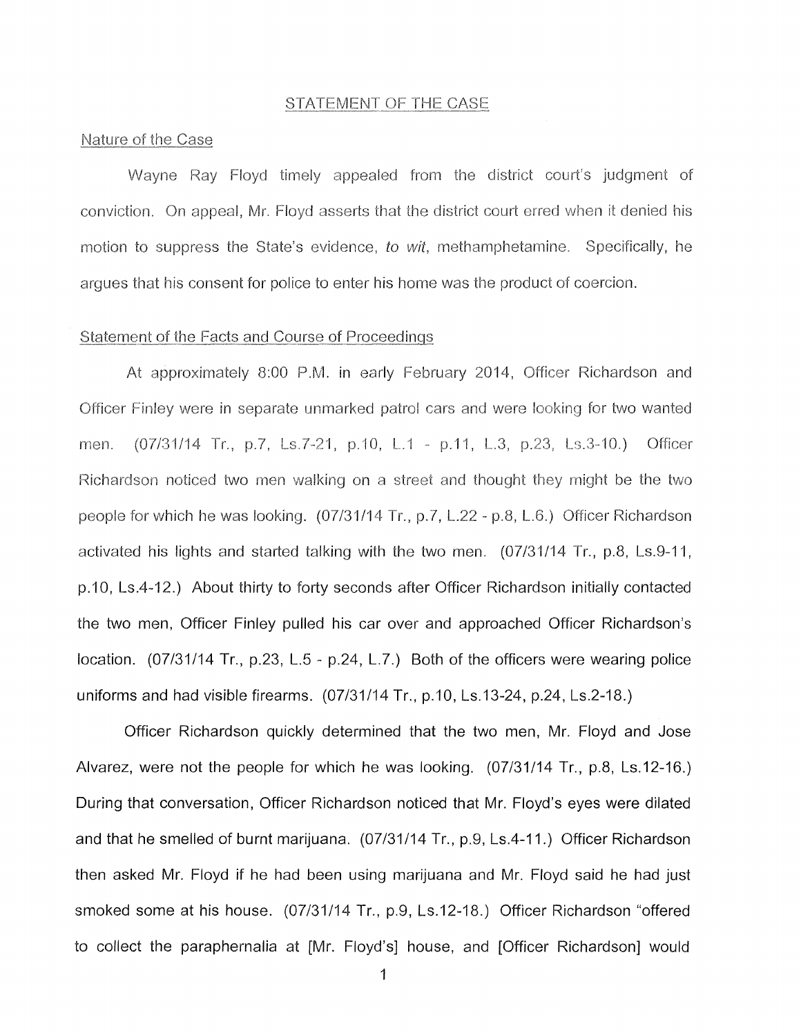## STATEMENT OF THE CASE

### Nature of the Case

Wayne Ray Floyd timely appealed from the district court's judgment of conviction. On appeal, Mr. Floyd asserts that the district court erred when it denied his motion to suppress the State's evidence, *to wit*, methamphetamine. Specifically, he argues that his consent for police to enter his home was the product of coercion.

### Statement of the Facts and Course of Proceedings

At approximately 8:00 P.M. in early February 2014, Officer Richardson and Officer Finley were in separate unmarked patrol cars and were looking for two wanted men. (07/31/14 Tr., p.7, Ls.7-21, p.10, L.1 - p.11, L.3, p.23, Ls.3-10.) Officer Richardson noticed two men walking on a street and thought they might be the two people for which he was looking. (07/31/14 Tr., p.7, L.22 - p.8, L.6.) Officer Richardson activated his lights and started talking with the two men. (07/31/14 Tr., p.8, Ls.9-11, p.10, Ls.4-12.) About thirty to forty seconds after Officer Richardson initially contacted the two men, Officer Finley pulled his car over and approached Officer Richardson's location. (07/31/14 Tr., p.23, L.5 - p.24, L.7.) Both of the officers were wearing police uniforms and had visible firearms. (07/31/14 Tr., p.10, Ls.13-24, p.24, Ls.2-18.)

Officer Richardson quickly determined that the two men, Mr. Floyd and Jose Alvarez, were not the people for which he was looking. (07/31/14 Tr., p.8, Ls.12-16.) During that conversation, Officer Richardson noticed that Mr. Floyd's eyes were dilated and that he smelled of burnt marijuana. (07/31/14 Tr., p.9, Ls.4-11.) Officer Richardson then asked Mr. Floyd if he had been using marijuana and Mr. Floyd said he had just smoked some at his house. (07/31/14 Tr., p.9, Ls.12-18.) Officer Richardson "offered to collect the paraphernalia at [Mr. Floyd's] house, and [Officer Richardson] would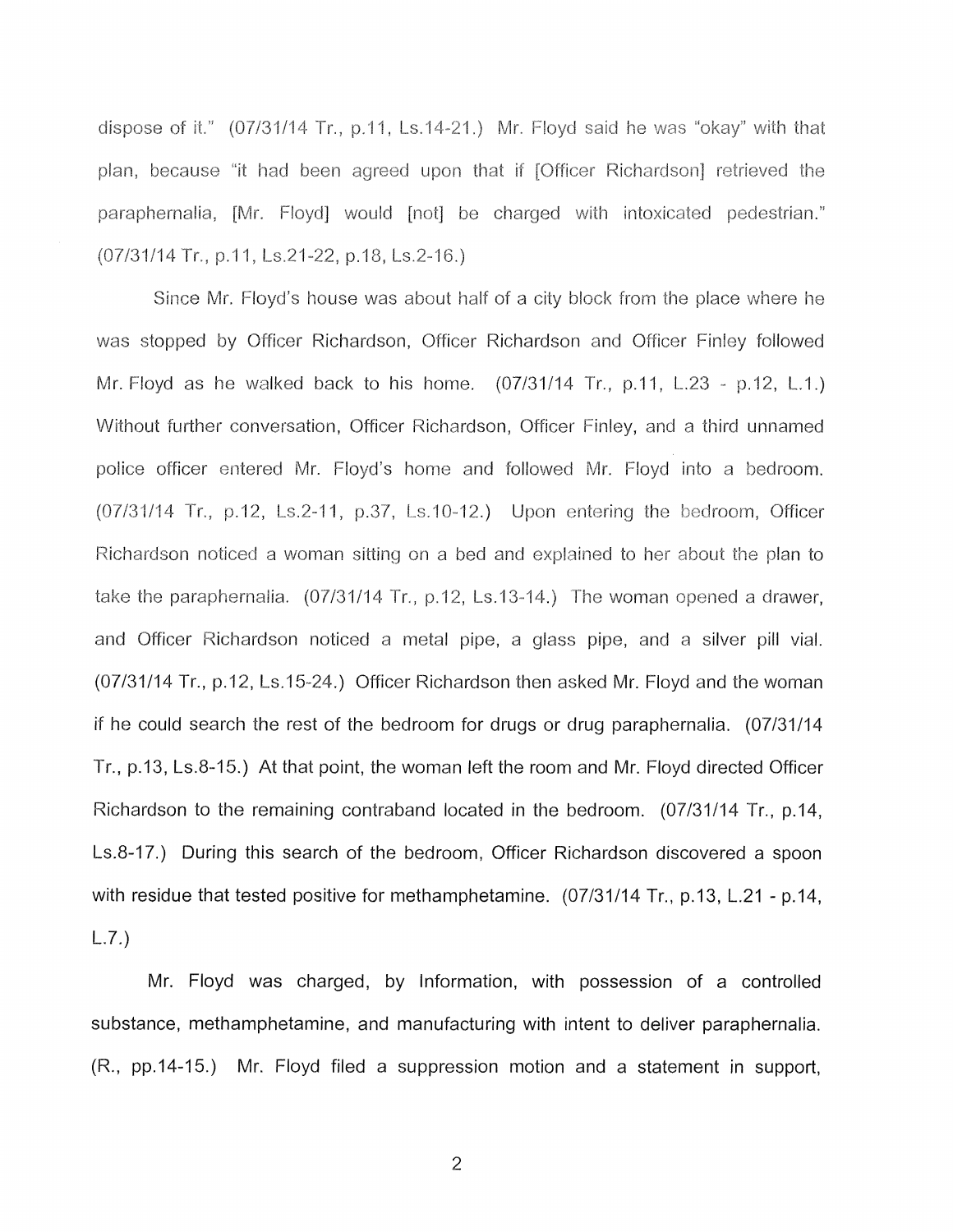dispose of it." (07/31/14 Tr., p.11, Ls.14-21.) Mr. Floyd said he was "okay" with that plan, because "it had been agreed upon that if [Officer Richardson] retrieved the paraphernalia, [Mr. Floyd] would [not] be charged with intoxicated pedestrian." (07/31/14 Tr., p.11, Ls.21-22, p.18, Ls.2-16.)

Since Mr. Floyd's house was about half of a city block from the place where he was stopped by Officer Richardson, Officer Richardson and Officer Finley followed Mr. Floyd as he walked back to his home. (07/31/14 Tr., p.11, L.23 - p.12, L.1.) Without further conversation, Officer Richardson, Officer Finley, and a third unnamed police officer entered Mr. Floyd's home and followed Mr. Floyd into a bedroom. (07/31/14 Tr., p.12, Ls.2-11, p.37, Ls.10-12.) Upon entering the bedroom, Officer Richardson noticed a woman sitting on a bed and explained to her about the plan to take the paraphernalia. (07/31/14 Tr., p.12, Ls.13-14.) The woman opened a drawer, and Officer Richardson noticed a metal pipe, a glass pipe, and a silver pill vial. (07/31/14 Tr., p.12, Ls.15-24.) Officer Richardson then asked Mr. Floyd and the woman if he could search the rest of the bedroom for drugs or drug paraphernalia. (07/31/14 Tr., p.13, Ls.8-15.) At that point, the woman left the room and Mr. Floyd directed Officer Richardson to the remaining contraband located in the bedroom. (07/31/14 Tr., p.14, Ls.8-17.) During this search of the bedroom, Officer Richardson discovered a spoon with residue that tested positive for methamphetamine. (07/31/14 Tr., p.13, L.21 - p.14, L.7.)

Mr. Floyd was charged, by Information, with possession of a controlled substance, methamphetamine, and manufacturing with intent to deliver paraphernalia. (R., pp.14-15.) Mr. Floyd filed a suppression motion and a statement in support,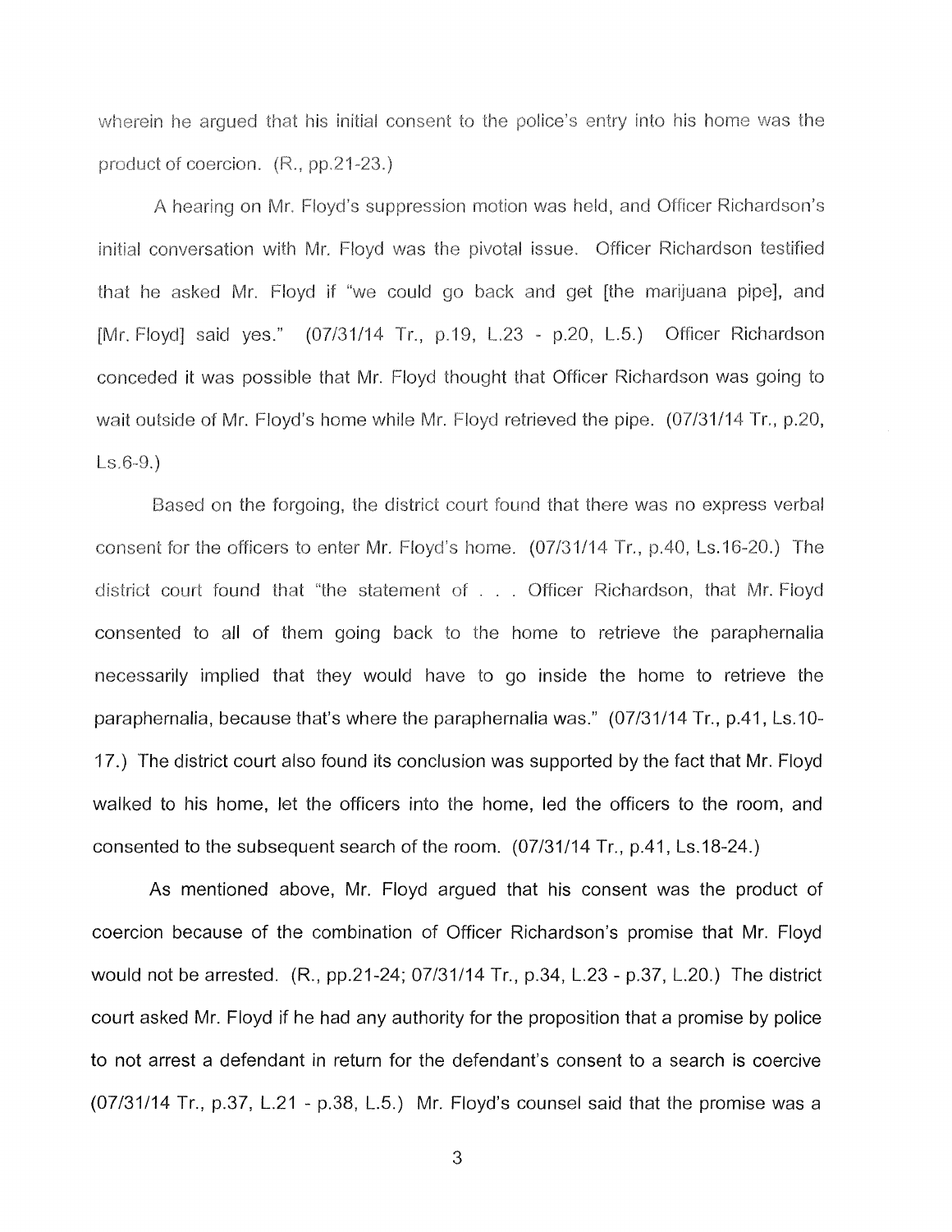wherein he argued that his initial consent to the police's entry into his home was the product of coercion. (R., pp.21-23.)

A hearing on Mr. Floyd's suppression motion was held, and Officer Richardson's initial conversation with Mr. Floyd was the pivotal issue. Officer Richardson testified that he asked Mr. Floyd if "we could go back and get [the marijuana pipe], and [Mr. Floyd] said yes." (07/31/14 Tr., p.19, L.23 - p.20, L.5.) Officer Richardson conceded it was possible that Mr. Floyd thought that Officer Richardson was going to wait outside of Mr. Floyd's home while Mr. Floyd retrieved the pipe. (07/31/14 Tr., p.20, Ls.6-9.)

Based on the forgoing, the district court found that there was no express verbal consent for the officers to enter Mr. Floyd's home. (07/31/14 Tr., p.40, Ls.16-20.) The district court found that "the statement of . . . Officer Richardson, that Mr. Floyd consented to all of them going back to the home to retrieve the paraphernalia necessarily implied that they would have to go inside the home to retrieve the paraphernalia, because that's where the paraphernalia was." (07/31/14 Tr., p.41, Ls.10-17.) The district court also found its conclusion was supported by the fact that Mr. Floyd walked to his home, let the officers into the home, led the officers to the room, and consented to the subsequent search of the room. (07/31/14 Tr., p.41, Ls.18-24.)

As mentioned above, Mr. Floyd argued that his consent was the product of coercion because of the combination of Officer Richardson's promise that Mr. Floyd would not be arrested. (R., pp.21-24; 07/31/14 Tr., p.34, L.23 - p.37, L.20.) The district court asked Mr. Floyd if he had any authority for the proposition that a promise by police to not arrest a defendant in return for the defendant's consent to a search is coercive (07/31/14 Tr., p.37, L.21 - p.38, L.5.) Mr. Floyd's counsel said that the promise was a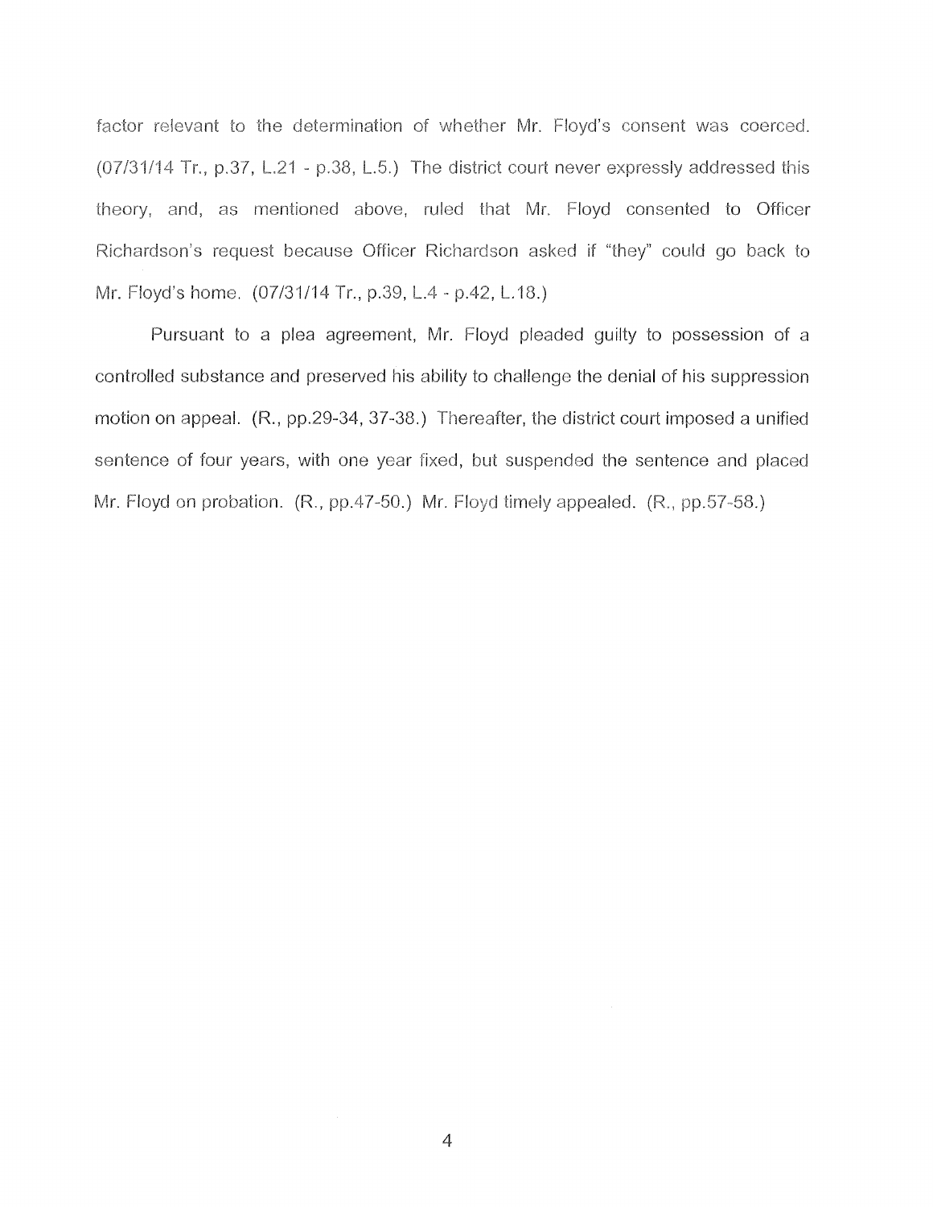factor relevant to the determination of whether Mr. Floyd's consent was coerced. (07/31/14 Tr., p.37, L.21 - p.38, L.5.) The district court never expressly addressed this theory, and, as mentioned above, ruled that Mr. Floyd consented to Officer Richardson's request because Officer Richardson asked if "they" could go back to Mr. Floyd's home. (07/31/14 Tr., p.39, L.4 - p.42, L.18.)

Pursuant to a plea agreement, Mr. Floyd pleaded guilty to possession of a controlled substance and preserved his ability to challenge the denial of his suppression motion on appeal. (R., pp.29-34, 37-38.) Thereafter, the district court imposed a unified sentence of four years, with one year fixed, but suspended the sentence and placed Mr. Floyd on probation. (R., pp.47-50.) Mr. Floyd timely appealed. (R., pp.57-58.)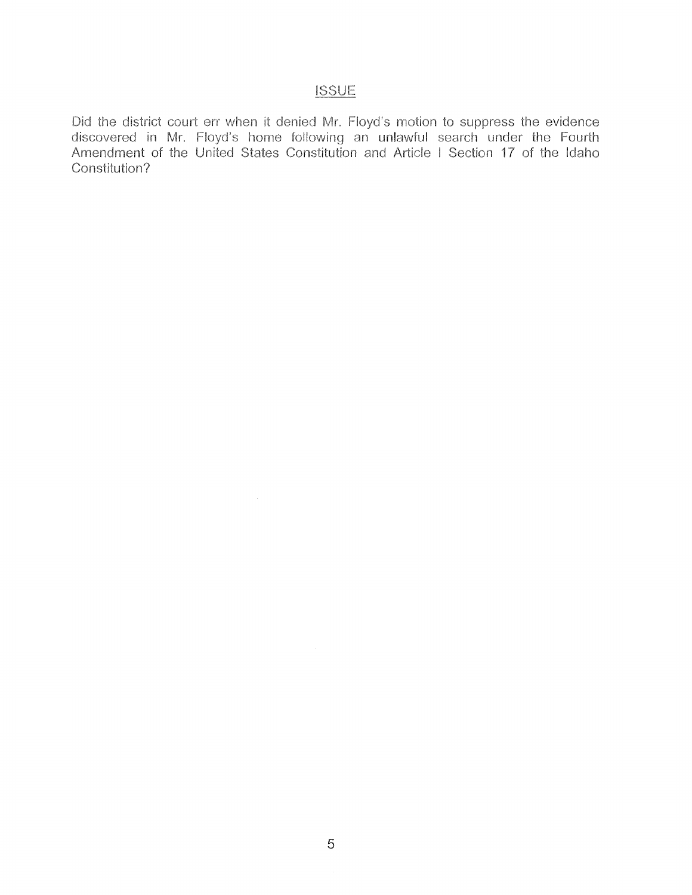## ISSUE

Did the district court err when it denied Mr. Floyd's motion to suppress the evidence discovered in Mr. Floyd's home following an unlawful search under the Fourth Amendment of the United States Constitution and Article I Section 17 of the Idaho Constitution?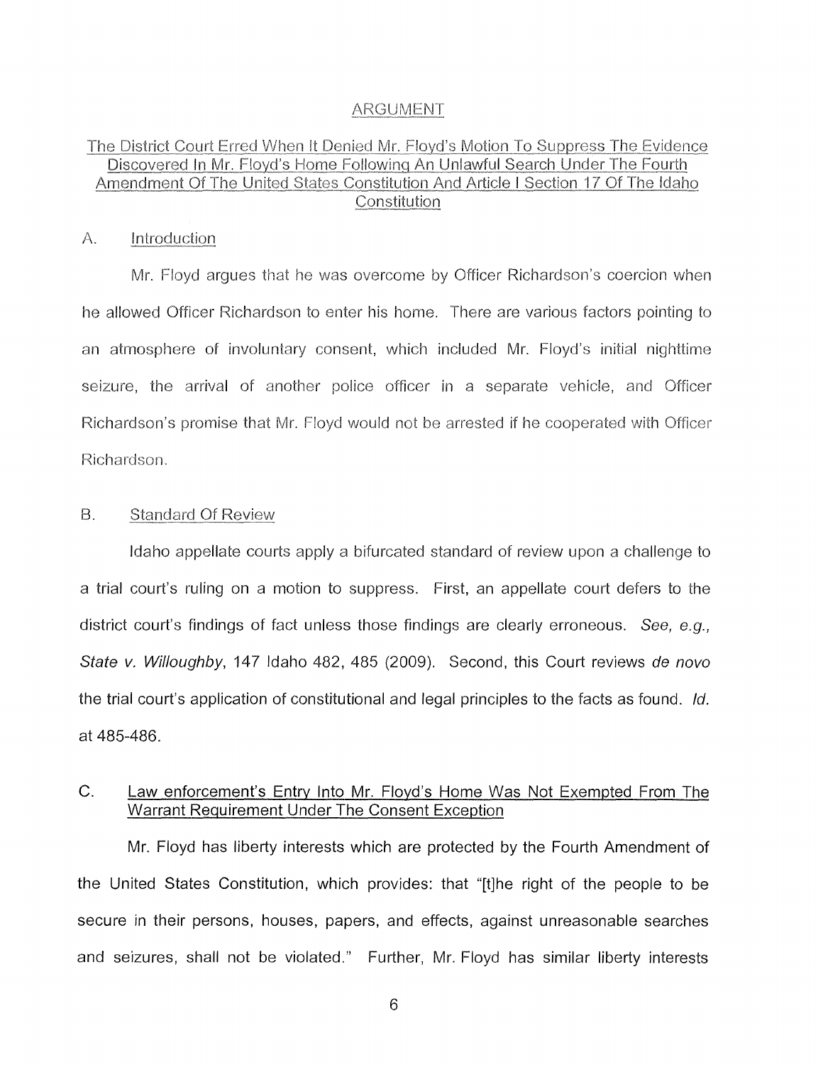## ARGUMENT

### The District Court Erred When It Denied Mr. Floyd's Motion To Suppress The Evidence Discovered In Mr. Floyd's Home Following An Unlawful Search Under The Fourth Amendment Of The United States Constitution And Article I Section 17 Of The Idaho Constitution

#### A. Introduction

Mr. Floyd argues that he was overcome by Officer Richardson's coercion when he allowed Officer Richardson to enter his home. There are various factors pointing to an atmosphere of involuntary consent, which included Mr. Floyd's initial nighttime seizure, the arrival of another police officer in a separate vehicle, and Officer Richardson's promise that Mr. Floyd would not be arrested if he cooperated with Officer Richardson.

#### B. Standard Of Review

Idaho appellate courts apply a bifurcated standard of review upon a challenge to a trial court's ruling on a motion to suppress. First, an appellate court defers to the district court's findings of fact unless those findings are clearly erroneous. *See, e.g., State v. Willoughby*, 147 Idaho 482, 485 (2009). Second, this Court reviews *de novo* the trial court's application of constitutional and legal principles to the facts as found. *Id.* at 485-486.

#### C. Law enforcement's Entry Into Mr. Floyd's Home Was Not Exempted From The Warrant Requirement Under The Consent Exception

Mr. Floyd has liberty interests which are protected by the Fourth Amendment of the United States Constitution, which provides: that "[t]he right of the people to be secure in their persons, houses, papers, and effects, against unreasonable searches and seizures, shall not be violated." Further, Mr. Floyd has similar liberty interests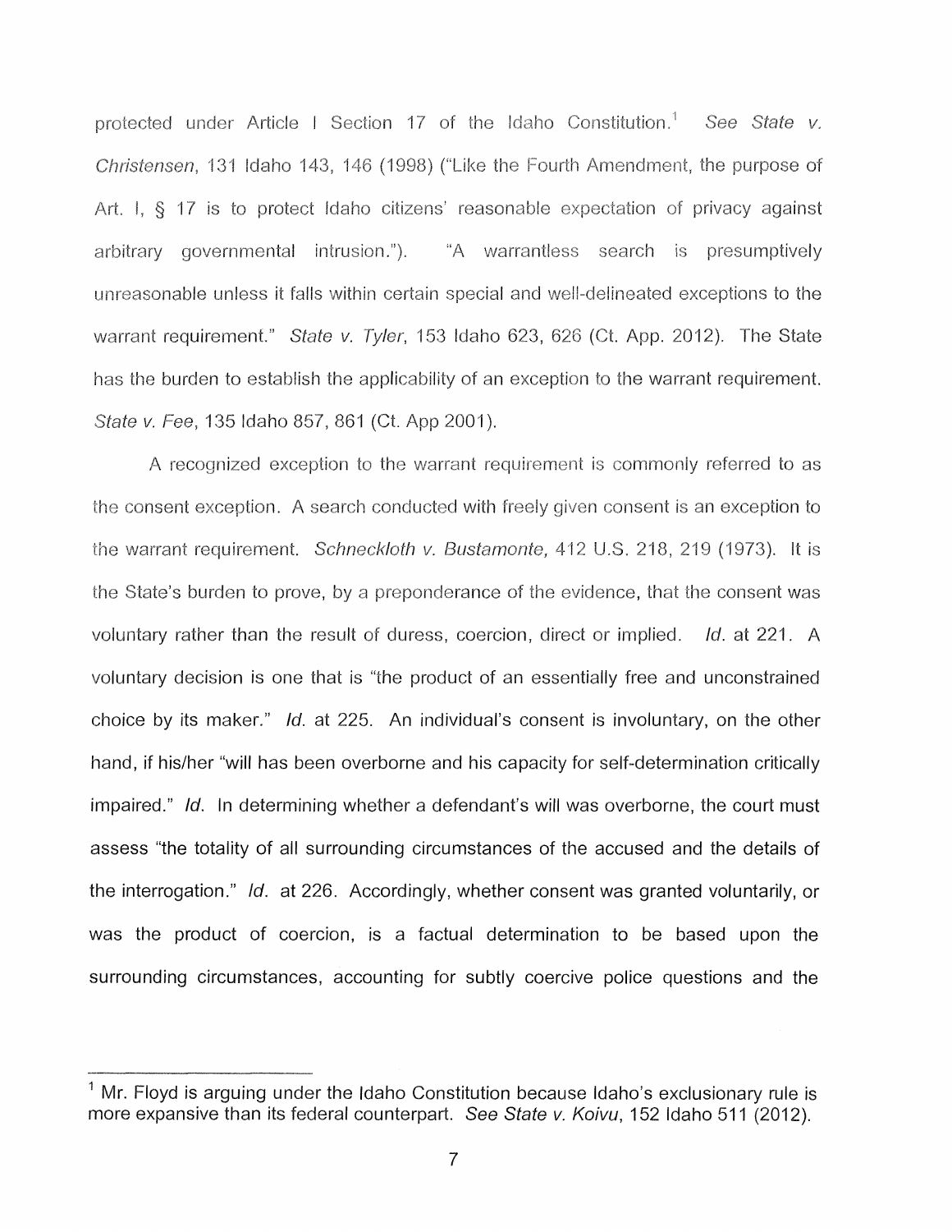protected under Article I Section 17 of the Idaho Constitution.[1] *See State v. Christensen*, 131 Idaho 143, 146 (1998) ("Like the Fourth Amendment, the purpose of Art. I, § 17 is to protect Idaho citizens' reasonable expectation of privacy against arbitrary governmental intrusion."). "A warrantless search is presumptively unreasonable unless it falls within certain special and well-delineated exceptions to the warrant requirement." *State v. Tyler*, 153 Idaho 623, 626 (Ct. App. 2012). The State has the burden to establish the applicability of an exception to the warrant requirement. *State v. Fee*, 135 Idaho 857, 861 (Ct. App 2001).

A recognized exception to the warrant requirement is commonly referred to as the consent exception. A search conducted with freely given consent is an exception to the warrant requirement. *Schneckloth v. Bustamonte,* 412 U.S. 218, 219 (1973). It is the State's burden to prove, by a preponderance of the evidence, that the consent was voluntary rather than the result of duress, coercion, direct or implied. *Id.* at 221. A voluntary decision is one that is "the product of an essentially free and unconstrained choice by its maker." *Id.* at 225. An individual's consent is involuntary, on the other hand, if his/her "will has been overborne and his capacity for self-determination critically impaired." *Id.* In determining whether a defendant's will was overborne, the court must assess "the totality of all surrounding circumstances of the accused and the details of the interrogation." *Id.* at 226. Accordingly, whether consent was granted voluntarily, or was the product of coercion, is a factual determination to be based upon the surrounding circumstances, accounting for subtly coercive police questions and the

---

[1] Mr. Floyd is arguing under the Idaho Constitution because Idaho's exclusionary rule is more expansive than its federal counterpart. *See State v. Koivu*, 152 Idaho 511 (2012).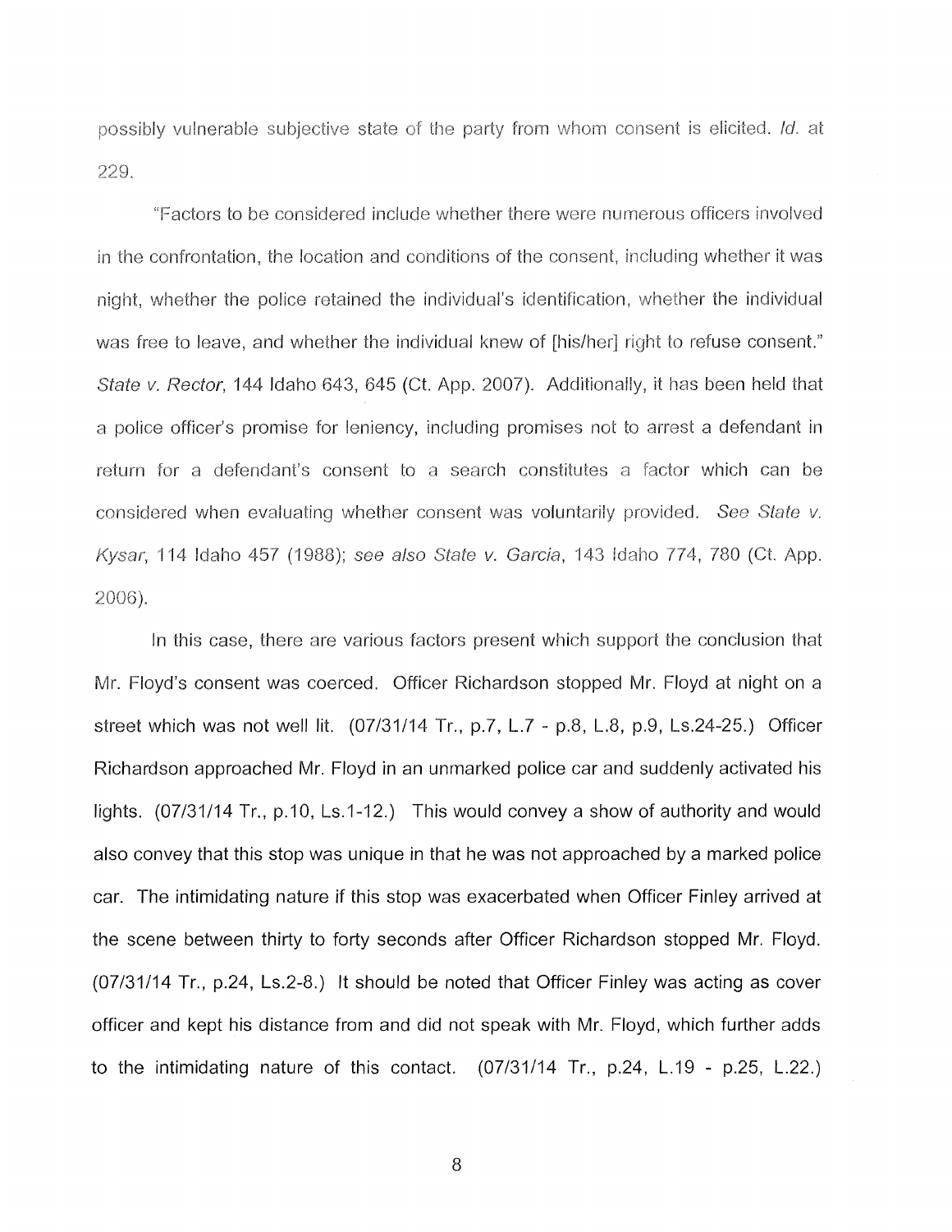possibly vulnerable subjective state of the party from whom consent is elicited. *Id.* at 229.

"Factors to be considered include whether there were numerous officers involved in the confrontation, the location and conditions of the consent, including whether it was night, whether the police retained the individual's identification, whether the individual was free to leave, and whether the individual knew of [his/her] right to refuse consent." *State v. Rector*, 144 Idaho 643, 645 (Ct. App. 2007). Additionally, it has been held that a police officer's promise for leniency, including promises not to arrest a defendant in return for a defendant's consent to a search constitutes a factor which can be considered when evaluating whether consent was voluntarily provided. *See State v. Kysar*, 114 Idaho 457 (1988); *see also State v. Garcia*, 143 Idaho 774, 780 (Ct. App. 2006).

In this case, there are various factors present which support the conclusion that Mr. Floyd's consent was coerced. Officer Richardson stopped Mr. Floyd at night on a street which was not well lit. (07/31/14 Tr., p.7, L.7 - p.8, L.8, p.9, Ls.24-25.) Officer Richardson approached Mr. Floyd in an unmarked police car and suddenly activated his lights. (07/31/14 Tr., p.10, Ls.1-12.) This would convey a show of authority and would also convey that this stop was unique in that he was not approached by a marked police car. The intimidating nature if this stop was exacerbated when Officer Finley arrived at the scene between thirty to forty seconds after Officer Richardson stopped Mr. Floyd. (07/31/14 Tr., p.24, Ls.2-8.) It should be noted that Officer Finley was acting as cover officer and kept his distance from and did not speak with Mr. Floyd, which further adds to the intimidating nature of this contact. (07/31/14 Tr., p.24, L.19 - p.25, L.22.)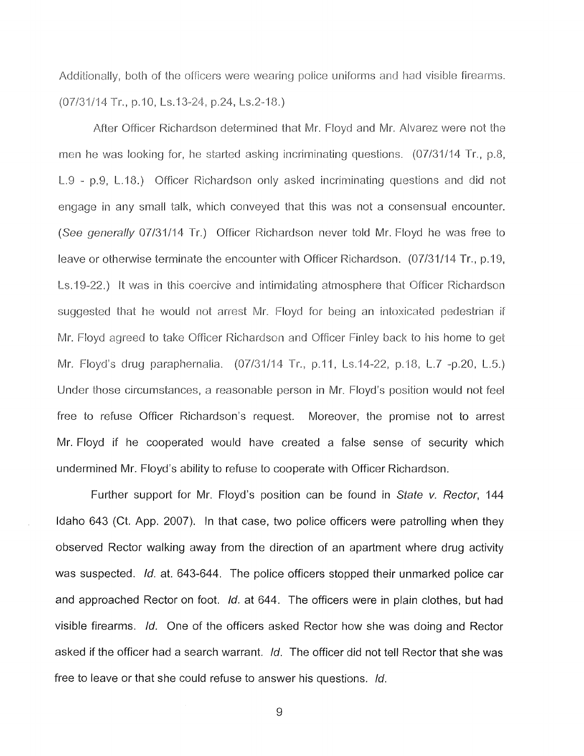Additionally, both of the officers were wearing police uniforms and had visible firearms. (07/31/14 Tr., p.10, Ls.13-24, p.24, Ls.2-18.)

After Officer Richardson determined that Mr. Floyd and Mr. Alvarez were not the men he was looking for, he started asking incriminating questions. (07/31/14 Tr., p.8, L.9 - p.9, L.18.) Officer Richardson only asked incriminating questions and did not engage in any small talk, which conveyed that this was not a consensual encounter. (*See generally* 07/31/14 Tr.) Officer Richardson never told Mr. Floyd he was free to leave or otherwise terminate the encounter with Officer Richardson. (07/31/14 Tr., p.19, Ls.19-22.) It was in this coercive and intimidating atmosphere that Officer Richardson suggested that he would not arrest Mr. Floyd for being an intoxicated pedestrian if Mr. Floyd agreed to take Officer Richardson and Officer Finley back to his home to get Mr. Floyd's drug paraphernalia. (07/31/14 Tr., p.11, Ls.14-22, p.18, L.7 -p.20, L.5.) Under those circumstances, a reasonable person in Mr. Floyd's position would not feel free to refuse Officer Richardson's request. Moreover, the promise not to arrest Mr. Floyd if he cooperated would have created a false sense of security which undermined Mr. Floyd's ability to refuse to cooperate with Officer Richardson.

Further support for Mr. Floyd's position can be found in *State v. Rector*, 144 Idaho 643 (Ct. App. 2007). In that case, two police officers were patrolling when they observed Rector walking away from the direction of an apartment where drug activity was suspected. *Id.* at. 643-644. The police officers stopped their unmarked police car and approached Rector on foot. *Id.* at 644. The officers were in plain clothes, but had visible firearms. *Id.* One of the officers asked Rector how she was doing and Rector asked if the officer had a search warrant. *Id.* The officer did not tell Rector that she was free to leave or that she could refuse to answer his questions. *Id.*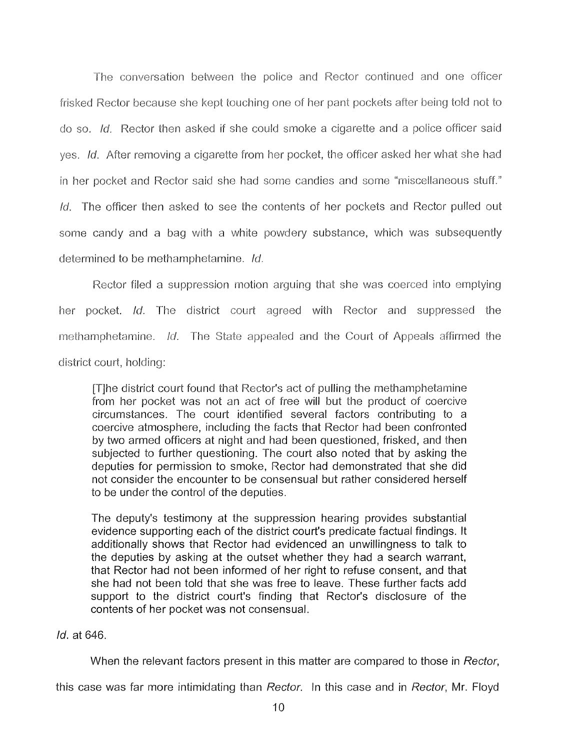The conversation between the police and Rector continued and one officer frisked Rector because she kept touching one of her pant pockets after being told not to do so. *Id.* Rector then asked if she could smoke a cigarette and a police officer said yes. *Id.* After removing a cigarette from her pocket, the officer asked her what she had in her pocket and Rector said she had some candies and some "miscellaneous stuff." *Id.* The officer then asked to see the contents of her pockets and Rector pulled out some candy and a bag with a white powdery substance, which was subsequently determined to be methamphetamine. *Id.*

Rector filed a suppression motion arguing that she was coerced into emptying her pocket. *Id.* The district court agreed with Rector and suppressed the methamphetamine. *Id.* The State appealed and the Court of Appeals affirmed the district court, holding:

> [T]he district court found that Rector's act of pulling the methamphetamine from her pocket was not an act of free will but the product of coercive circumstances. The court identified several factors contributing to a coercive atmosphere, including the facts that Rector had been confronted by two armed officers at night and had been questioned, frisked, and then subjected to further questioning. The court also noted that by asking the deputies for permission to smoke, Rector had demonstrated that she did not consider the encounter to be consensual but rather considered herself to be under the control of the deputies.
>
> The deputy's testimony at the suppression hearing provides substantial evidence supporting each of the district court's predicate factual findings. It additionally shows that Rector had evidenced an unwillingness to talk to the deputies by asking at the outset whether they had a search warrant, that Rector had not been informed of her right to refuse consent, and that she had not been told that she was free to leave. These further facts add support to the district court's finding that Rector's disclosure of the contents of her pocket was not consensual.

*Id.* at 646.

When the relevant factors present in this matter are compared to those in *Rector*, this case was far more intimidating than *Rector*. In this case and in *Rector*, Mr. Floyd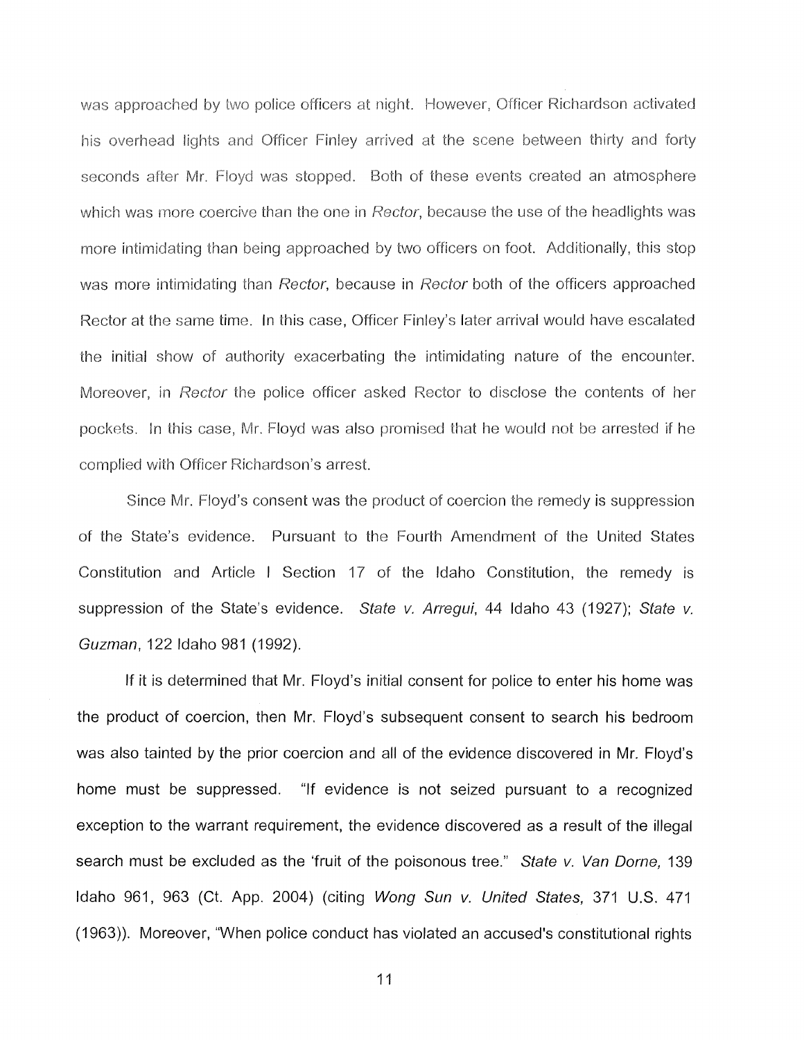was approached by two police officers at night. However, Officer Richardson activated his overhead lights and Officer Finley arrived at the scene between thirty and forty seconds after Mr. Floyd was stopped. Both of these events created an atmosphere which was more coercive than the one in *Rector*, because the use of the headlights was more intimidating than being approached by two officers on foot. Additionally, this stop was more intimidating than *Rector*, because in *Rector* both of the officers approached Rector at the same time. In this case, Officer Finley's later arrival would have escalated the initial show of authority exacerbating the intimidating nature of the encounter. Moreover, in *Rector* the police officer asked Rector to disclose the contents of her pockets. In this case, Mr. Floyd was also promised that he would not be arrested if he complied with Officer Richardson's arrest.

Since Mr. Floyd's consent was the product of coercion the remedy is suppression of the State's evidence. Pursuant to the Fourth Amendment of the United States Constitution and Article I Section 17 of the Idaho Constitution, the remedy is suppression of the State's evidence. *State v. Arregui*, 44 Idaho 43 (1927); *State v. Guzman*, 122 Idaho 981 (1992).

If it is determined that Mr. Floyd's initial consent for police to enter his home was the product of coercion, then Mr. Floyd's subsequent consent to search his bedroom was also tainted by the prior coercion and all of the evidence discovered in Mr. Floyd's home must be suppressed. "If evidence is not seized pursuant to a recognized exception to the warrant requirement, the evidence discovered as a result of the illegal search must be excluded as the 'fruit of the poisonous tree." *State v. Van Dorne*, 139 Idaho 961, 963 (Ct. App. 2004) (citing *Wong Sun v. United States*, 371 U.S. 471 (1963)). Moreover, "When police conduct has violated an accused's constitutional rights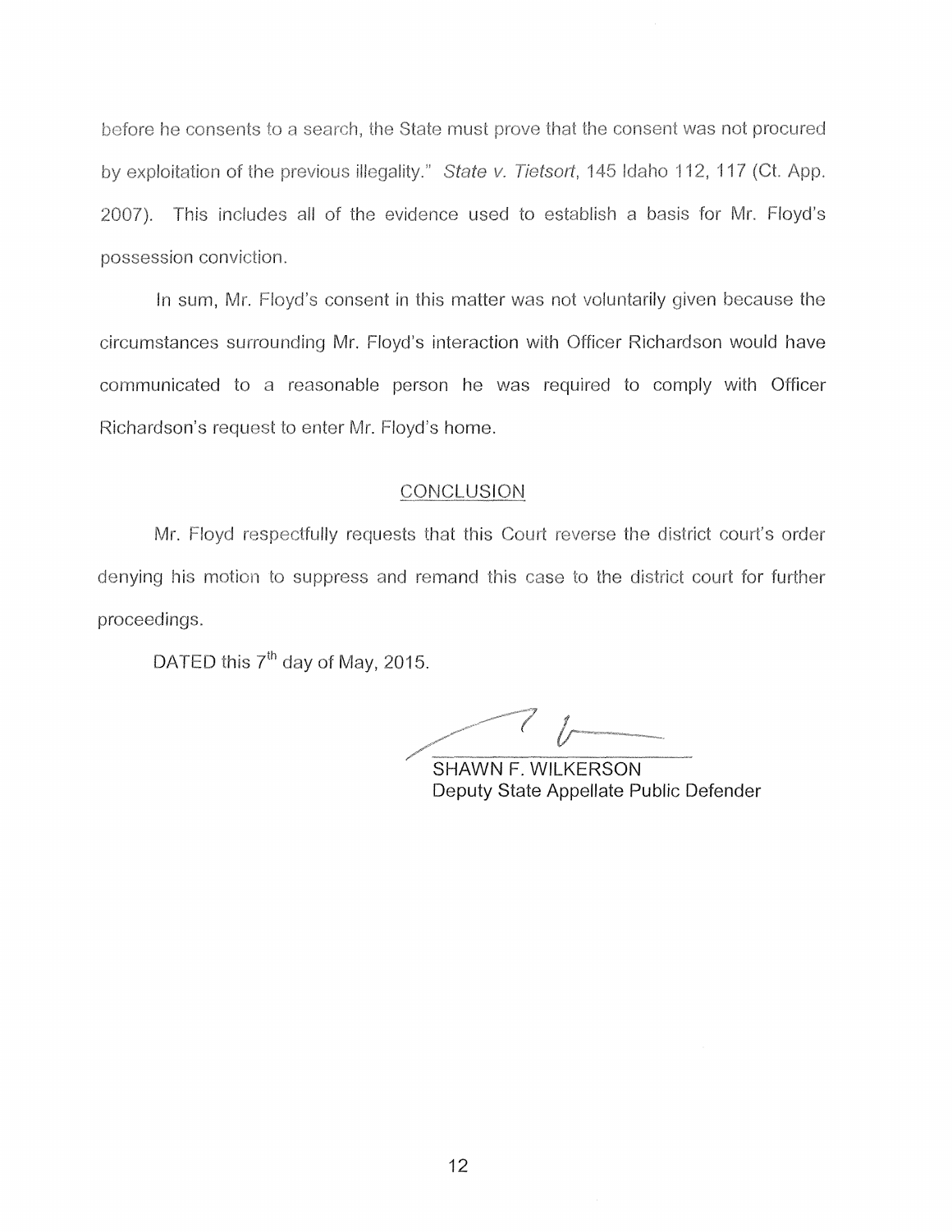before he consents to a search, the State must prove that the consent was not procured by exploitation of the previous illegality." *State v. Tietsort*, 145 Idaho 112, 117 (Ct. App. 2007). This includes all of the evidence used to establish a basis for Mr. Floyd's possession conviction.

In sum, Mr. Floyd's consent in this matter was not voluntarily given because the circumstances surrounding Mr. Floyd's interaction with Officer Richardson would have communicated to a reasonable person he was required to comply with Officer Richardson's request to enter Mr. Floyd's home.

## CONCLUSION

Mr. Floyd respectfully requests that this Court reverse the district court's order denying his motion to suppress and remand this case to the district court for further proceedings.

DATED this 7th day of May, 2015.

SHAWN F. WILKERSON
Deputy State Appellate Public Defender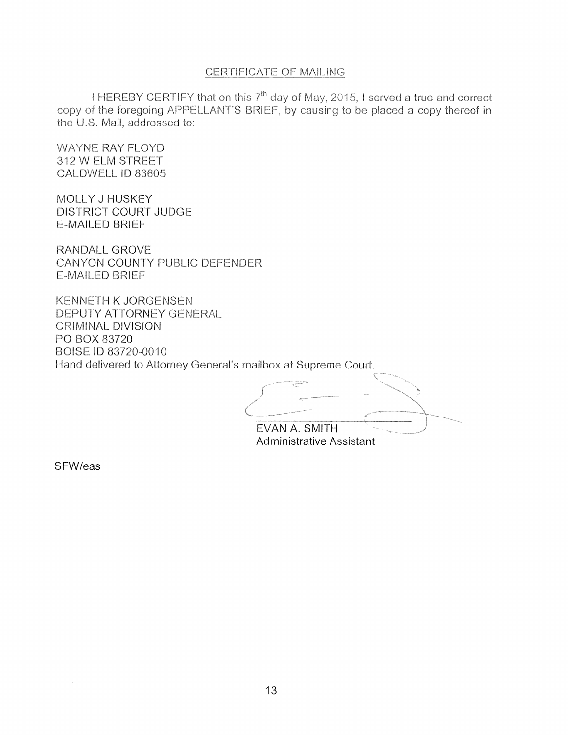## CERTIFICATE OF MAILING

I HEREBY CERTIFY that on this 7th day of May, 2015, I served a true and correct copy of the foregoing APPELLANT'S BRIEF, by causing to be placed a copy thereof in the U.S. Mail, addressed to:

WAYNE RAY FLOYD
312 W ELM STREET
CALDWELL ID 83605

MOLLY J HUSKEY
DISTRICT COURT JUDGE
E-MAILED BRIEF

RANDALL GROVE
CANYON COUNTY PUBLIC DEFENDER
E-MAILED BRIEF

KENNETH K JORGENSEN
DEPUTY ATTORNEY GENERAL
CRIMINAL DIVISION
PO BOX 83720
BOISE ID 83720-0010
Hand delivered to Attorney General's mailbox at Supreme Court.

EVAN A. SMITH
Administrative Assistant

SFW/eas